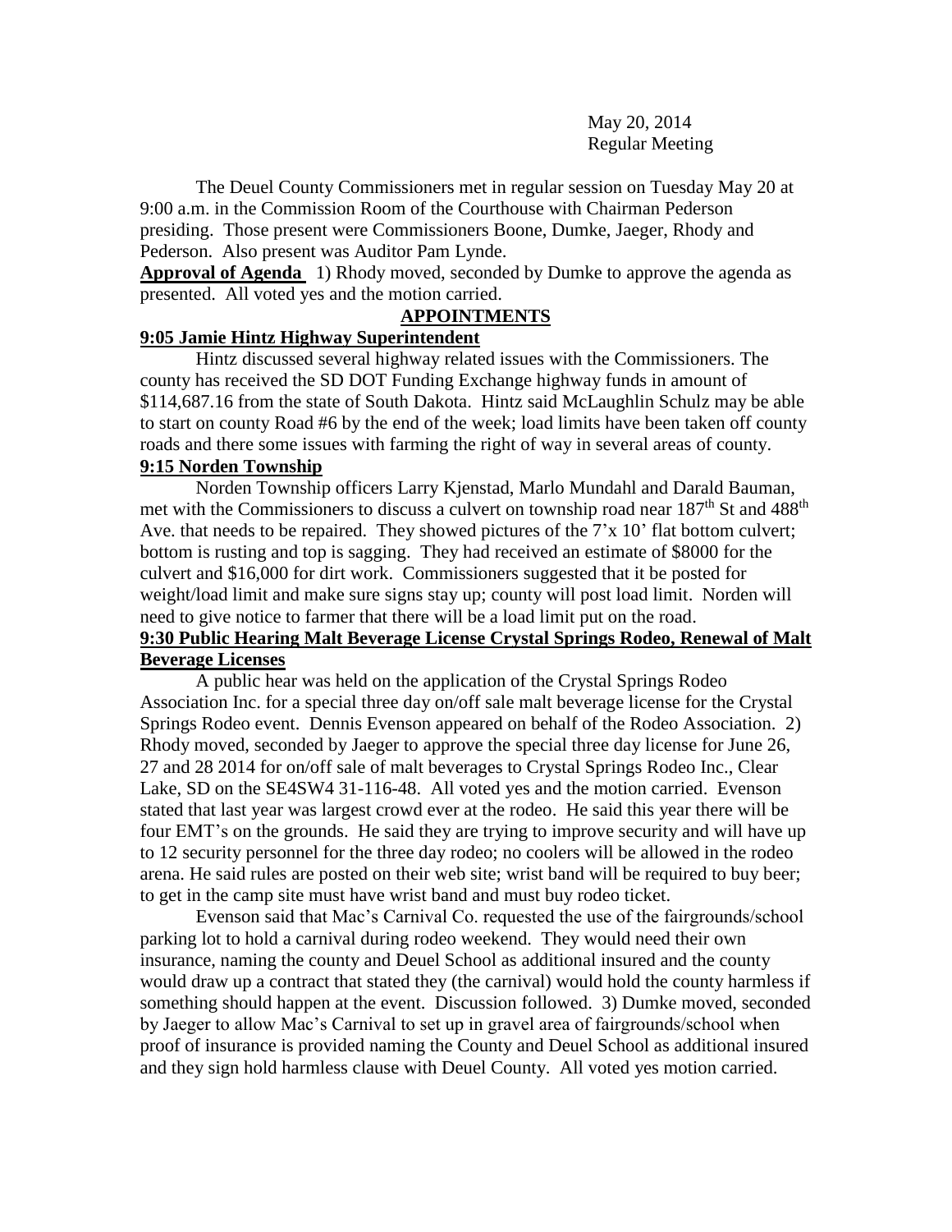May 20, 2014
Regular Meeting

The Deuel County Commissioners met in regular session on Tuesday May 20 at 9:00 a.m. in the Commission Room of the Courthouse with Chairman Pederson presiding. Those present were Commissioners Boone, Dumke, Jaeger, Rhody and Pederson. Also present was Auditor Pam Lynde.

**Approval of Agenda** 1) Rhody moved, seconded by Dumke to approve the agenda as presented. All voted yes and the motion carried.

## APPOINTMENTS

### 9:05 Jamie Hintz Highway Superintendent

Hintz discussed several highway related issues with the Commissioners. The county has received the SD DOT Funding Exchange highway funds in amount of $114,687.16 from the state of South Dakota. Hintz said McLaughlin Schulz may be able to start on county Road #6 by the end of the week; load limits have been taken off county roads and there some issues with farming the right of way in several areas of county.

### 9:15 Norden Township

Norden Township officers Larry Kjenstad, Marlo Mundahl and Darald Bauman, met with the Commissioners to discuss a culvert on township road near 187th St and 488th Ave. that needs to be repaired. They showed pictures of the 7'x 10' flat bottom culvert; bottom is rusting and top is sagging. They had received an estimate of $8000 for the culvert and $16,000 for dirt work. Commissioners suggested that it be posted for weight/load limit and make sure signs stay up; county will post load limit. Norden will need to give notice to farmer that there will be a load limit put on the road.

### 9:30 Public Hearing Malt Beverage License Crystal Springs Rodeo, Renewal of Malt Beverage Licenses

A public hear was held on the application of the Crystal Springs Rodeo Association Inc. for a special three day on/off sale malt beverage license for the Crystal Springs Rodeo event. Dennis Evenson appeared on behalf of the Rodeo Association. 2) Rhody moved, seconded by Jaeger to approve the special three day license for June 26, 27 and 28 2014 for on/off sale of malt beverages to Crystal Springs Rodeo Inc., Clear Lake, SD on the SE4SW4 31-116-48. All voted yes and the motion carried. Evenson stated that last year was largest crowd ever at the rodeo. He said this year there will be four EMT's on the grounds. He said they are trying to improve security and will have up to 12 security personnel for the three day rodeo; no coolers will be allowed in the rodeo arena. He said rules are posted on their web site; wrist band will be required to buy beer; to get in the camp site must have wrist band and must buy rodeo ticket.

Evenson said that Mac's Carnival Co. requested the use of the fairgrounds/school parking lot to hold a carnival during rodeo weekend. They would need their own insurance, naming the county and Deuel School as additional insured and the county would draw up a contract that stated they (the carnival) would hold the county harmless if something should happen at the event. Discussion followed. 3) Dumke moved, seconded by Jaeger to allow Mac's Carnival to set up in gravel area of fairgrounds/school when proof of insurance is provided naming the County and Deuel School as additional insured and they sign hold harmless clause with Deuel County. All voted yes motion carried.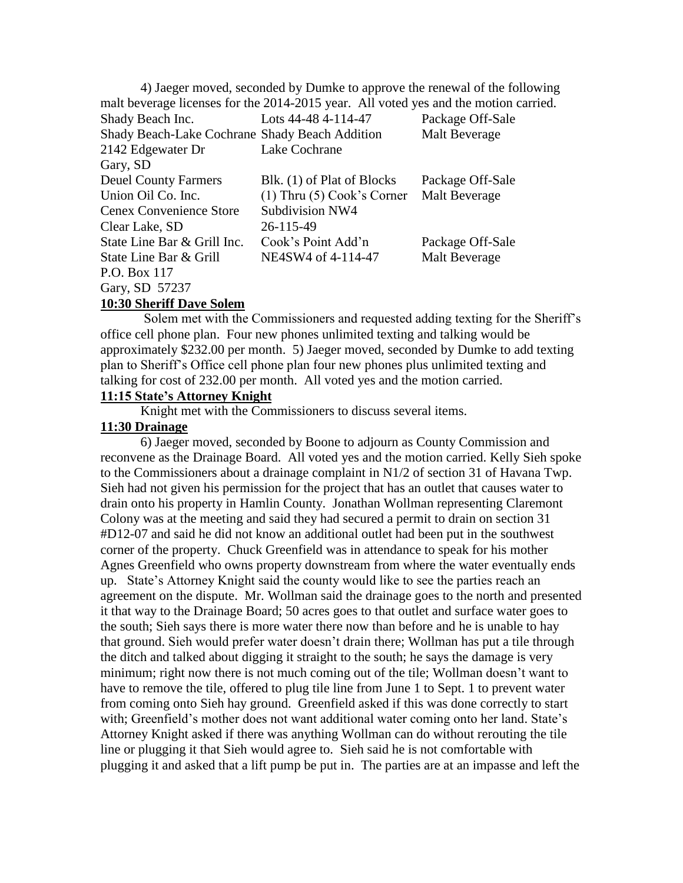4) Jaeger moved, seconded by Dumke to approve the renewal of the following malt beverage licenses for the 2014-2015 year. All voted yes and the motion carried.

| | | |
|---|---|---|
| Shady Beach Inc.<br>Shady Beach-Lake Cochrane<br>2142 Edgewater Dr<br>Gary, SD | Lots 44-48 4-114-47<br>Shady Beach Addition<br>Lake Cochrane | Package Off-Sale<br>Malt Beverage |
| Deuel County Farmers<br>Union Oil Co. Inc.<br>Cenex Convenience Store<br>Clear Lake, SD | Blk. (1) of Plat of Blocks<br>(1) Thru (5) Cook's Corner<br>Subdivision NW4<br>26-115-49 | Package Off-Sale<br>Malt Beverage |
| State Line Bar & Grill Inc.<br>State Line Bar & Grill<br>P.O. Box 117<br>Gary, SD 57237 | Cook's Point Add'n<br>NE4SW4 of 4-114-47 | Package Off-Sale<br>Malt Beverage |

**10:30 Sheriff Dave Solem**

Solem met with the Commissioners and requested adding texting for the Sheriff's office cell phone plan. Four new phones unlimited texting and talking would be approximately $232.00 per month. 5) Jaeger moved, seconded by Dumke to add texting plan to Sheriff's Office cell phone plan four new phones plus unlimited texting and talking for cost of 232.00 per month. All voted yes and the motion carried.

**11:15 State's Attorney Knight**

Knight met with the Commissioners to discuss several items.

**11:30 Drainage**

6) Jaeger moved, seconded by Boone to adjourn as County Commission and reconvene as the Drainage Board. All voted yes and the motion carried. Kelly Sieh spoke to the Commissioners about a drainage complaint in N1/2 of section 31 of Havana Twp. Sieh had not given his permission for the project that has an outlet that causes water to drain onto his property in Hamlin County. Jonathan Wollman representing Claremont Colony was at the meeting and said they had secured a permit to drain on section 31 #D12-07 and said he did not know an additional outlet had been put in the southwest corner of the property. Chuck Greenfield was in attendance to speak for his mother Agnes Greenfield who owns property downstream from where the water eventually ends up. State's Attorney Knight said the county would like to see the parties reach an agreement on the dispute. Mr. Wollman said the drainage goes to the north and presented it that way to the Drainage Board; 50 acres goes to that outlet and surface water goes to the south; Sieh says there is more water there now than before and he is unable to hay that ground. Sieh would prefer water doesn't drain there; Wollman has put a tile through the ditch and talked about digging it straight to the south; he says the damage is very minimum; right now there is not much coming out of the tile; Wollman doesn't want to have to remove the tile, offered to plug tile line from June 1 to Sept. 1 to prevent water from coming onto Sieh hay ground. Greenfield asked if this was done correctly to start with; Greenfield's mother does not want additional water coming onto her land. State's Attorney Knight asked if there was anything Wollman can do without rerouting the tile line or plugging it that Sieh would agree to. Sieh said he is not comfortable with plugging it and asked that a lift pump be put in. The parties are at an impasse and left the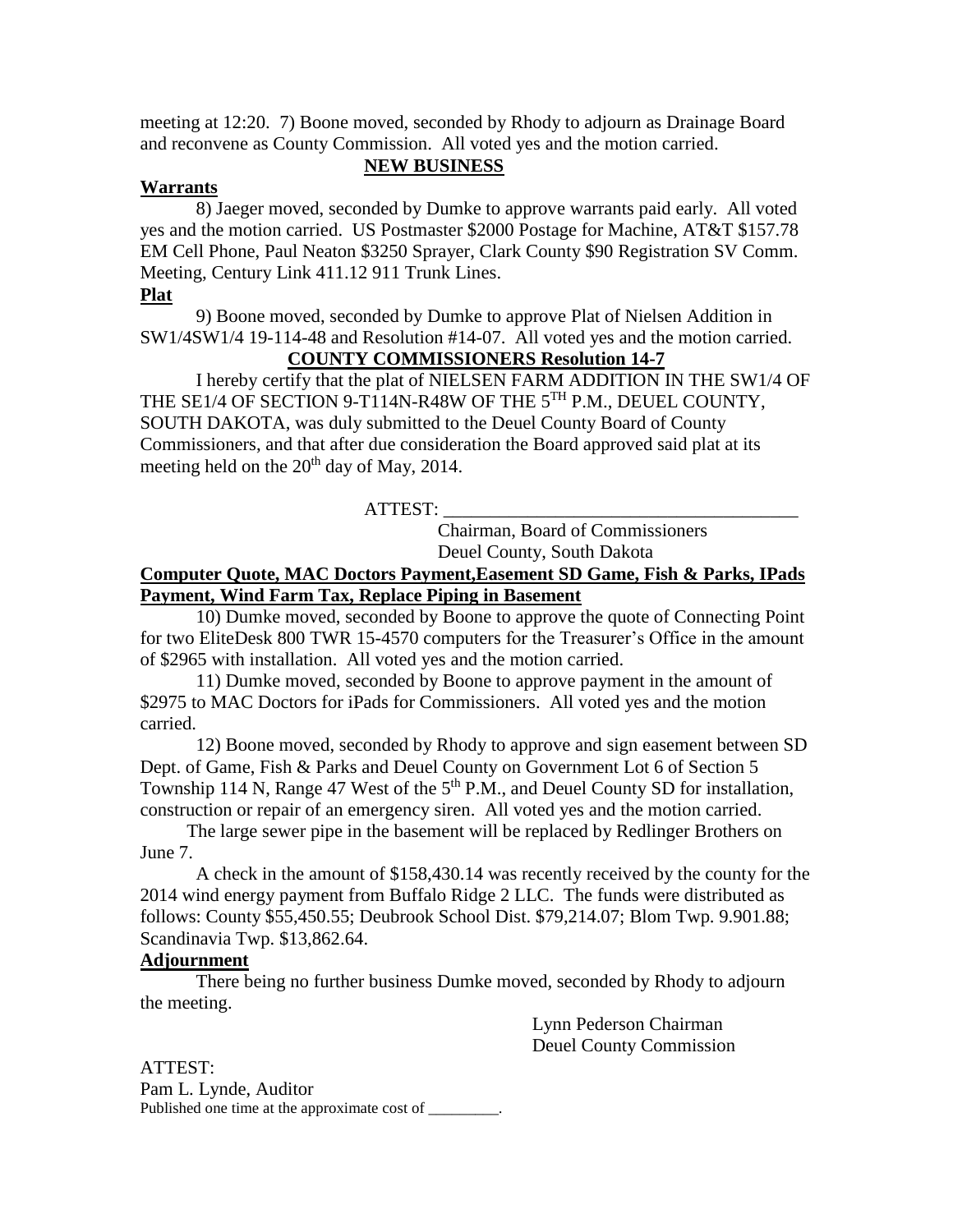meeting at 12:20. 7) Boone moved, seconded by Rhody to adjourn as Drainage Board and reconvene as County Commission. All voted yes and the motion carried.

## NEW BUSINESS

**Warrants**

8) Jaeger moved, seconded by Dumke to approve warrants paid early. All voted yes and the motion carried. US Postmaster $2000 Postage for Machine, AT&T $157.78 EM Cell Phone, Paul Neaton $3250 Sprayer, Clark County $90 Registration SV Comm. Meeting, Century Link 411.12 911 Trunk Lines.

**Plat**

9) Boone moved, seconded by Dumke to approve Plat of Nielsen Addition in SW1/4SW1/4 19-114-48 and Resolution #14-07. All voted yes and the motion carried.

**COUNTY COMMISSIONERS Resolution 14-7**

I hereby certify that the plat of NIELSEN FARM ADDITION IN THE SW1/4 OF THE SE1/4 OF SECTION 9-T114N-R48W OF THE 5TH P.M., DEUEL COUNTY, SOUTH DAKOTA, was duly submitted to the Deuel County Board of County Commissioners, and that after due consideration the Board approved said plat at its meeting held on the 20th day of May, 2014.

ATTEST: ______________________________________

Chairman, Board of Commissioners
Deuel County, South Dakota

**Computer Quote, MAC Doctors Payment,Easement SD Game, Fish & Parks, IPads Payment, Wind Farm Tax, Replace Piping in Basement**

10) Dumke moved, seconded by Boone to approve the quote of Connecting Point for two EliteDesk 800 TWR 15-4570 computers for the Treasurer's Office in the amount of $2965 with installation. All voted yes and the motion carried.

11) Dumke moved, seconded by Boone to approve payment in the amount of $2975 to MAC Doctors for iPads for Commissioners. All voted yes and the motion carried.

12) Boone moved, seconded by Rhody to approve and sign easement between SD Dept. of Game, Fish & Parks and Deuel County on Government Lot 6 of Section 5 Township 114 N, Range 47 West of the 5th P.M., and Deuel County SD for installation, construction or repair of an emergency siren. All voted yes and the motion carried.

The large sewer pipe in the basement will be replaced by Redlinger Brothers on June 7.

A check in the amount of $158,430.14 was recently received by the county for the 2014 wind energy payment from Buffalo Ridge 2 LLC. The funds were distributed as follows: County $55,450.55; Deubrook School Dist. $79,214.07; Blom Twp. 9.901.88; Scandinavia Twp. $13,862.64.

**Adjournment**

There being no further business Dumke moved, seconded by Rhody to adjourn the meeting.

Lynn Pederson Chairman
Deuel County Commission

ATTEST:
Pam L. Lynde, Auditor
Published one time at the approximate cost of _________.